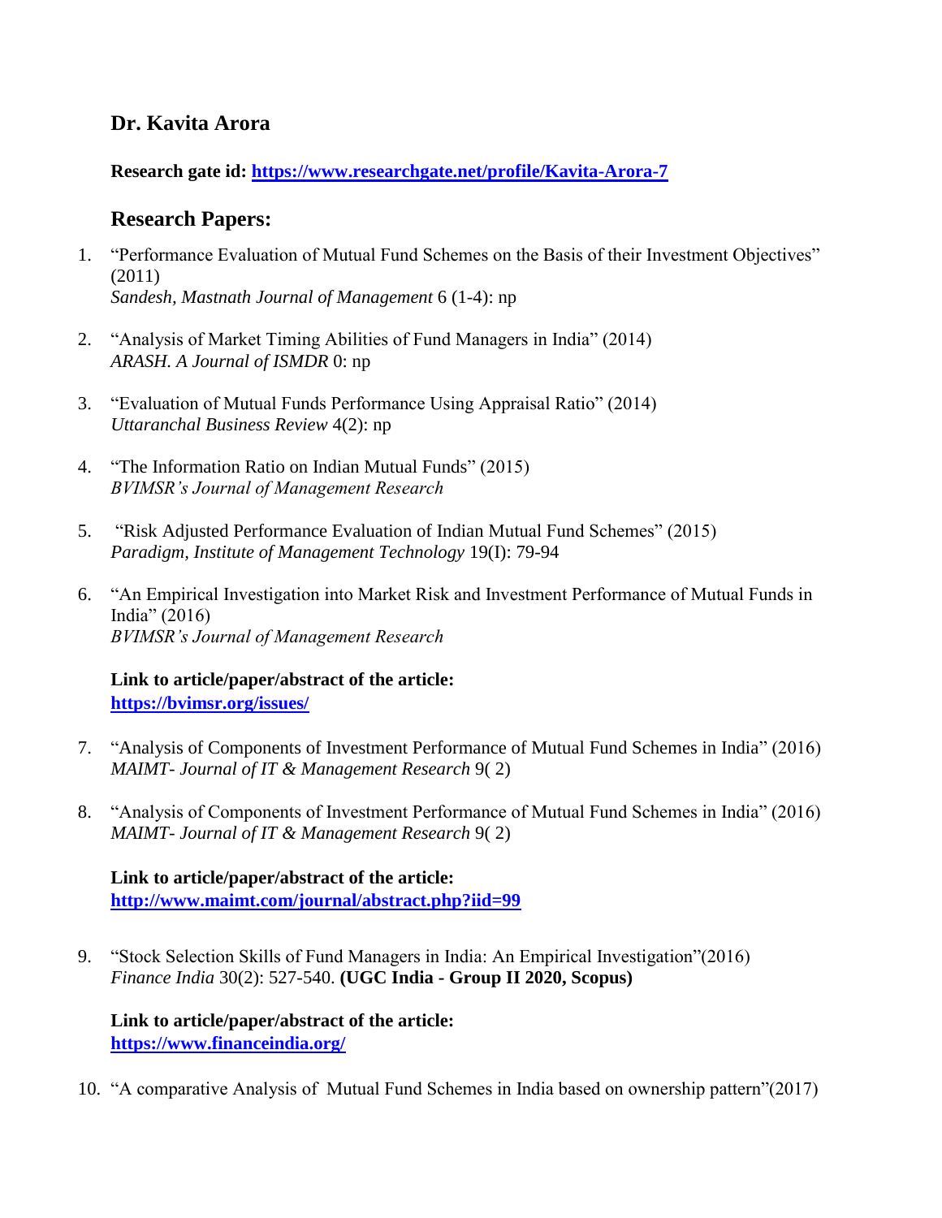## Dr. Kavita Arora

**Research gate id: [https://www.researchgate.net/profile/Kavita-Arora-7](https://www.researchgate.net/profile/Kavita-Arora-7)**

### Research Papers:

1. "Performance Evaluation of Mutual Fund Schemes on the Basis of their Investment Objectives" (2011)
   *Sandesh, Mastnath Journal of Management* 6 (1-4): np

2. "Analysis of Market Timing Abilities of Fund Managers in India" (2014)
   *ARASH. A Journal of ISMDR* 0: np

3. "Evaluation of Mutual Funds Performance Using Appraisal Ratio" (2014)
   *Uttaranchal Business Review* 4(2): np

4. "The Information Ratio on Indian Mutual Funds" (2015)
   *BVIMSR's Journal of Management Research*

5. "Risk Adjusted Performance Evaluation of Indian Mutual Fund Schemes" (2015)
   *Paradigm, Institute of Management Technology* 19(I): 79-94

6. "An Empirical Investigation into Market Risk and Investment Performance of Mutual Funds in India" (2016)
   *BVIMSR's Journal of Management Research*

   **Link to article/paper/abstract of the article:**
   **[https://bvimsr.org/issues/](https://bvimsr.org/issues/)**

7. "Analysis of Components of Investment Performance of Mutual Fund Schemes in India" (2016)
   *MAIMT- Journal of IT & Management Research* 9( 2)

8. "Analysis of Components of Investment Performance of Mutual Fund Schemes in India" (2016)
   *MAIMT- Journal of IT & Management Research* 9( 2)

   **Link to article/paper/abstract of the article:**
   **[http://www.maimt.com/journal/abstract.php?iid=99](http://www.maimt.com/journal/abstract.php?iid=99)**

9. "Stock Selection Skills of Fund Managers in India: An Empirical Investigation"(2016)
   *Finance India* 30(2): 527-540. **(UGC India - Group II 2020, Scopus)**

   **Link to article/paper/abstract of the article:**
   **[https://www.financeindia.org/](https://www.financeindia.org/)**

10. "A comparative Analysis of Mutual Fund Schemes in India based on ownership pattern"(2017)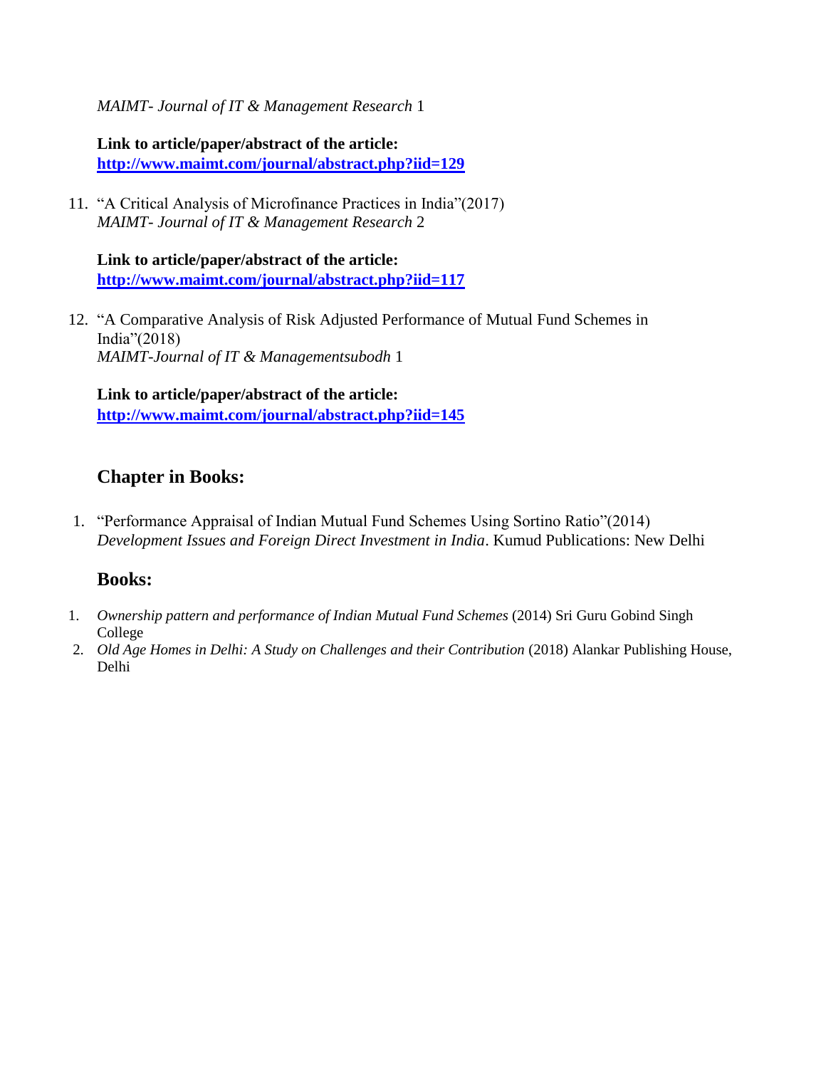*MAIMT- Journal of IT & Management Research* 1

**Link to article/paper/abstract of the article:**
**http://www.maimt.com/journal/abstract.php?iid=129**

11. "A Critical Analysis of Microfinance Practices in India"(2017)
    *MAIMT- Journal of IT & Management Research* 2

    **Link to article/paper/abstract of the article:**
    **http://www.maimt.com/journal/abstract.php?iid=117**

12. "A Comparative Analysis of Risk Adjusted Performance of Mutual Fund Schemes in India"(2018)
    *MAIMT-Journal of IT & Managementsubodh* 1

    **Link to article/paper/abstract of the article:**
    **http://www.maimt.com/journal/abstract.php?iid=145**

## Chapter in Books:

1. "Performance Appraisal of Indian Mutual Fund Schemes Using Sortino Ratio"(2014)
   *Development Issues and Foreign Direct Investment in India*. Kumud Publications: New Delhi

## Books:

1. *Ownership pattern and performance of Indian Mutual Fund Schemes* (2014) Sri Guru Gobind Singh College
2. *Old Age Homes in Delhi: A Study on Challenges and their Contribution* (2018) Alankar Publishing House, Delhi